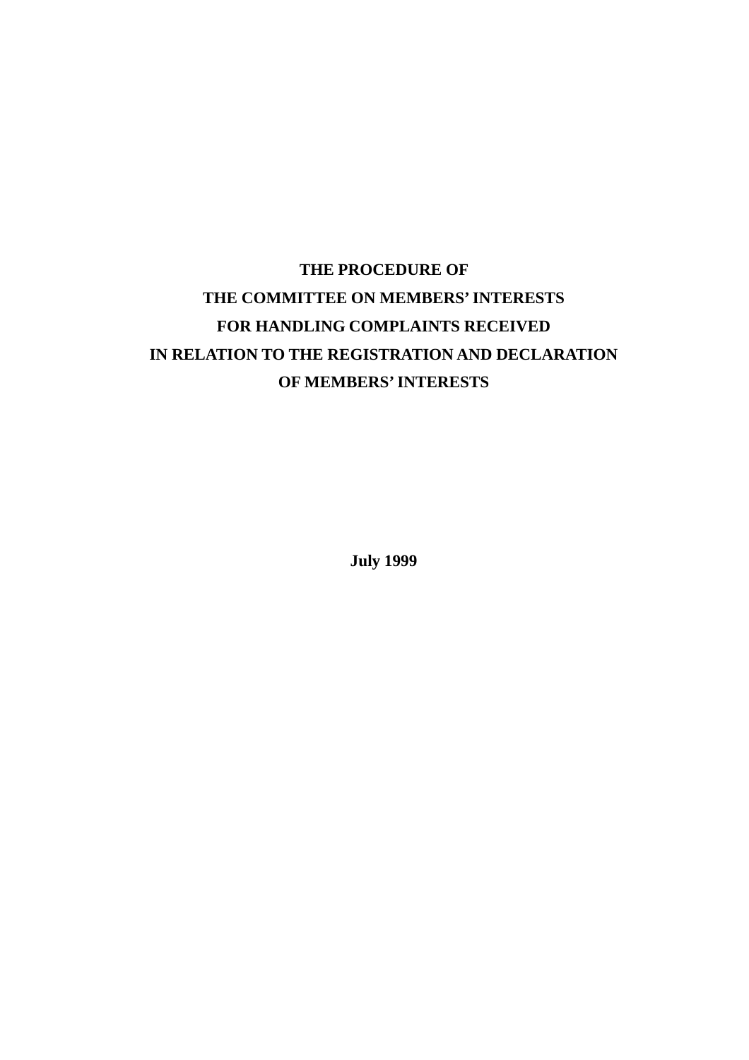# THE PROCEDURE OF THE COMMITTEE ON MEMBERS' INTERESTS FOR HANDLING COMPLAINTS RECEIVED IN RELATION TO THE REGISTRATION AND DECLARATION OF MEMBERS' INTERESTS

**July 1999**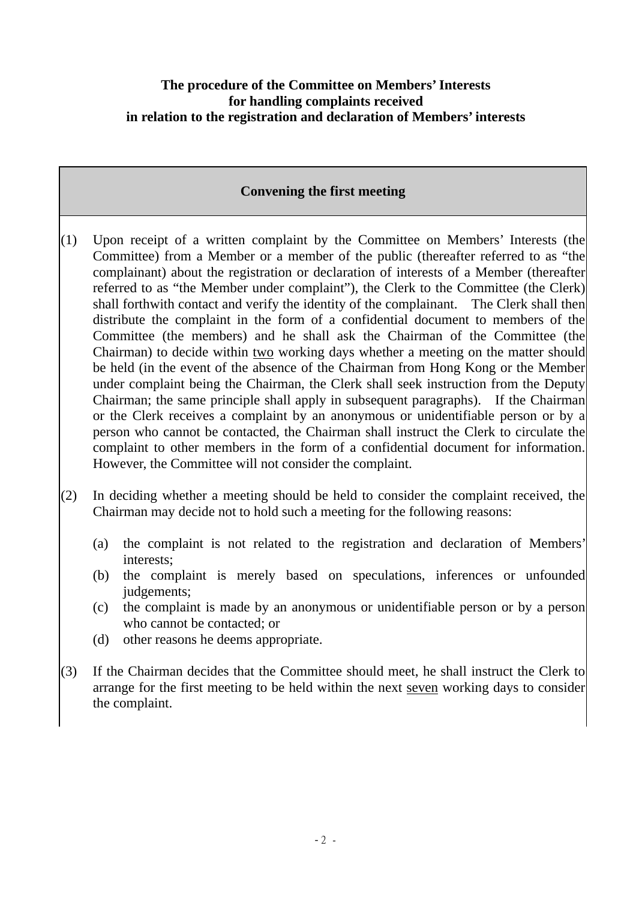**The procedure of the Committee on Members' Interests for handling complaints received in relation to the registration and declaration of Members' interests**

## Convening the first meeting

(1) Upon receipt of a written complaint by the Committee on Members' Interests (the Committee) from a Member or a member of the public (thereafter referred to as "the complainant) about the registration or declaration of interests of a Member (thereafter referred to as "the Member under complaint"), the Clerk to the Committee (the Clerk) shall forthwith contact and verify the identity of the complainant. The Clerk shall then distribute the complaint in the form of a confidential document to members of the Committee (the members) and he shall ask the Chairman of the Committee (the Chairman) to decide within <u>two</u> working days whether a meeting on the matter should be held (in the event of the absence of the Chairman from Hong Kong or the Member under complaint being the Chairman, the Clerk shall seek instruction from the Deputy Chairman; the same principle shall apply in subsequent paragraphs). If the Chairman or the Clerk receives a complaint by an anonymous or unidentifiable person or by a person who cannot be contacted, the Chairman shall instruct the Clerk to circulate the complaint to other members in the form of a confidential document for information. However, the Committee will not consider the complaint.

(2) In deciding whether a meeting should be held to consider the complaint received, the Chairman may decide not to hold such a meeting for the following reasons:

   (a) the complaint is not related to the registration and declaration of Members' interests;
   (b) the complaint is merely based on speculations, inferences or unfounded judgements;
   (c) the complaint is made by an anonymous or unidentifiable person or by a person who cannot be contacted; or
   (d) other reasons he deems appropriate.

(3) If the Chairman decides that the Committee should meet, he shall instruct the Clerk to arrange for the first meeting to be held within the next <u>seven</u> working days to consider the complaint.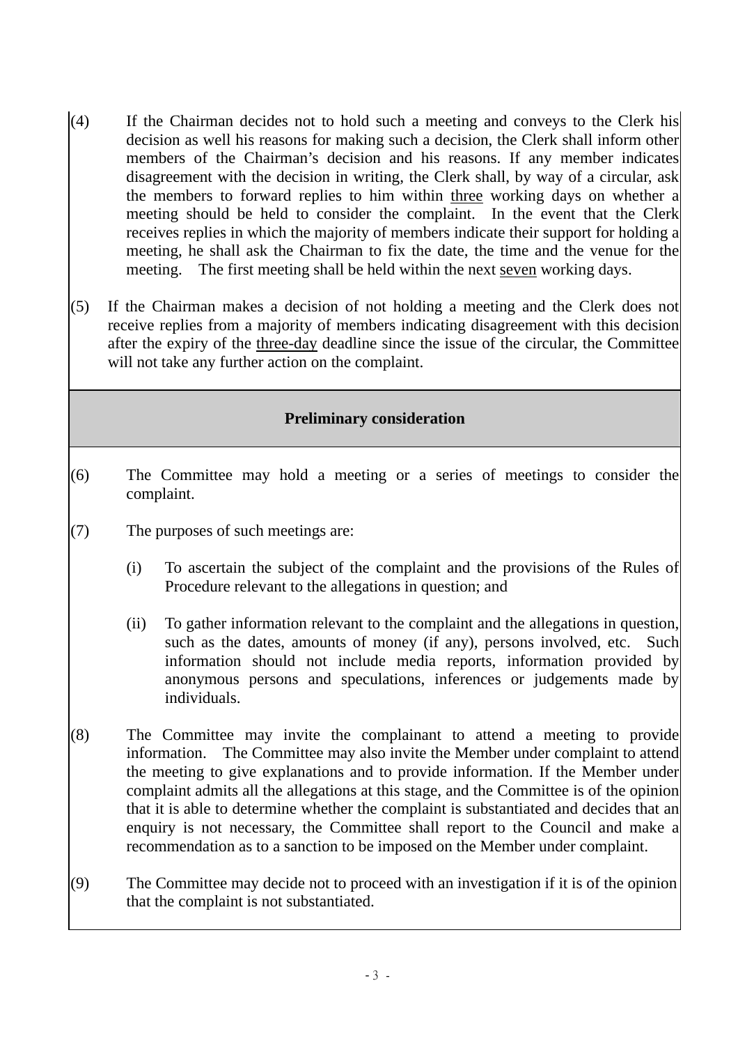(4) If the Chairman decides not to hold such a meeting and conveys to the Clerk his decision as well his reasons for making such a decision, the Clerk shall inform other members of the Chairman's decision and his reasons. If any member indicates disagreement with the decision in writing, the Clerk shall, by way of a circular, ask the members to forward replies to him within <u>three</u> working days on whether a meeting should be held to consider the complaint. In the event that the Clerk receives replies in which the majority of members indicate their support for holding a meeting, he shall ask the Chairman to fix the date, the time and the venue for the meeting. The first meeting shall be held within the next <u>seven</u> working days.

(5) If the Chairman makes a decision of not holding a meeting and the Clerk does not receive replies from a majority of members indicating disagreement with this decision after the expiry of the <u>three-day</u> deadline since the issue of the circular, the Committee will not take any further action on the complaint.

## Preliminary consideration

(6) The Committee may hold a meeting or a series of meetings to consider the complaint.

(7) The purposes of such meetings are:

(i) To ascertain the subject of the complaint and the provisions of the Rules of Procedure relevant to the allegations in question; and

(ii) To gather information relevant to the complaint and the allegations in question, such as the dates, amounts of money (if any), persons involved, etc. Such information should not include media reports, information provided by anonymous persons and speculations, inferences or judgements made by individuals.

(8) The Committee may invite the complainant to attend a meeting to provide information. The Committee may also invite the Member under complaint to attend the meeting to give explanations and to provide information. If the Member under complaint admits all the allegations at this stage, and the Committee is of the opinion that it is able to determine whether the complaint is substantiated and decides that an enquiry is not necessary, the Committee shall report to the Council and make a recommendation as to a sanction to be imposed on the Member under complaint.

(9) The Committee may decide not to proceed with an investigation if it is of the opinion that the complaint is not substantiated.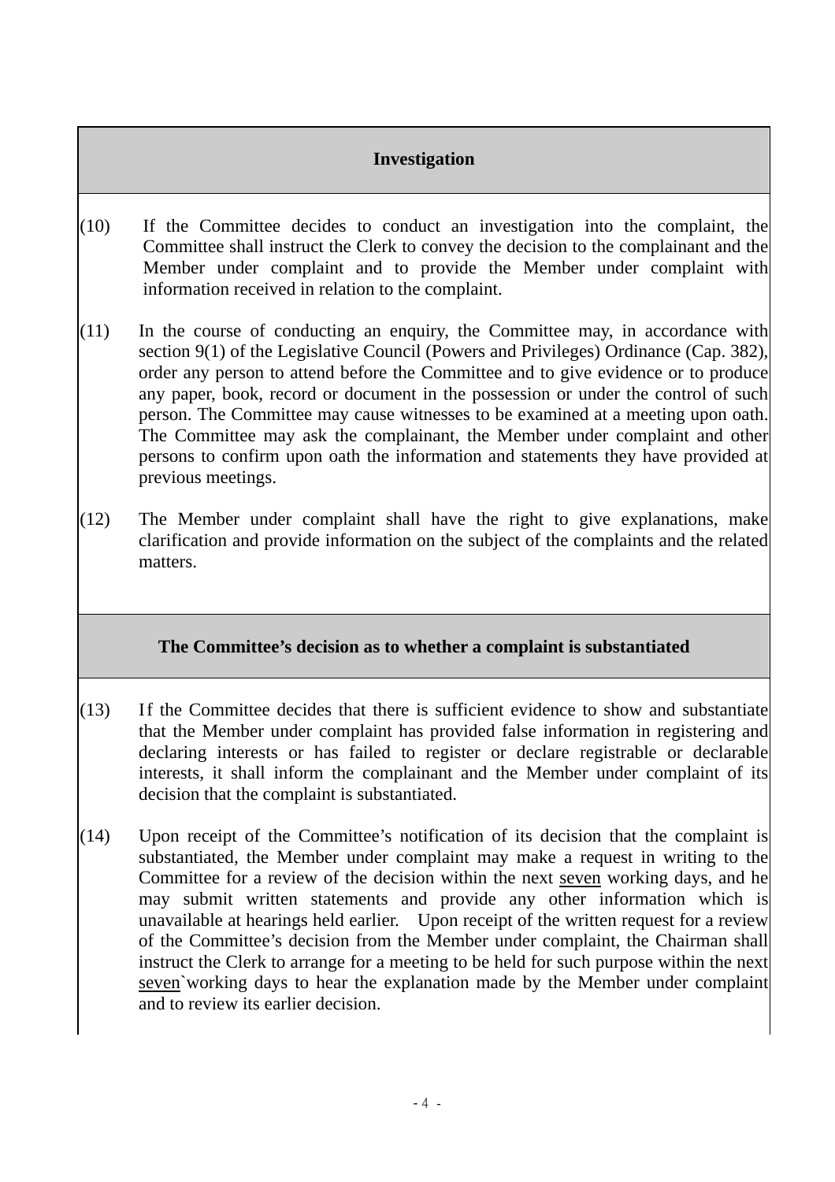## Investigation

(10) If the Committee decides to conduct an investigation into the complaint, the Committee shall instruct the Clerk to convey the decision to the complainant and the Member under complaint and to provide the Member under complaint with information received in relation to the complaint.

(11) In the course of conducting an enquiry, the Committee may, in accordance with section 9(1) of the Legislative Council (Powers and Privileges) Ordinance (Cap. 382), order any person to attend before the Committee and to give evidence or to produce any paper, book, record or document in the possession or under the control of such person. The Committee may cause witnesses to be examined at a meeting upon oath. The Committee may ask the complainant, the Member under complaint and other persons to confirm upon oath the information and statements they have provided at previous meetings.

(12) The Member under complaint shall have the right to give explanations, make clarification and provide information on the subject of the complaints and the related matters.

## The Committee's decision as to whether a complaint is substantiated

(13) If the Committee decides that there is sufficient evidence to show and substantiate that the Member under complaint has provided false information in registering and declaring interests or has failed to register or declare registrable or declarable interests, it shall inform the complainant and the Member under complaint of its decision that the complaint is substantiated.

(14) Upon receipt of the Committee's notification of its decision that the complaint is substantiated, the Member under complaint may make a request in writing to the Committee for a review of the decision within the next <u>seven</u> working days, and he may submit written statements and provide any other information which is unavailable at hearings held earlier. Upon receipt of the written request for a review of the Committee's decision from the Member under complaint, the Chairman shall instruct the Clerk to arrange for a meeting to be held for such purpose within the next <u>seven</u>`working days to hear the explanation made by the Member under complaint and to review its earlier decision.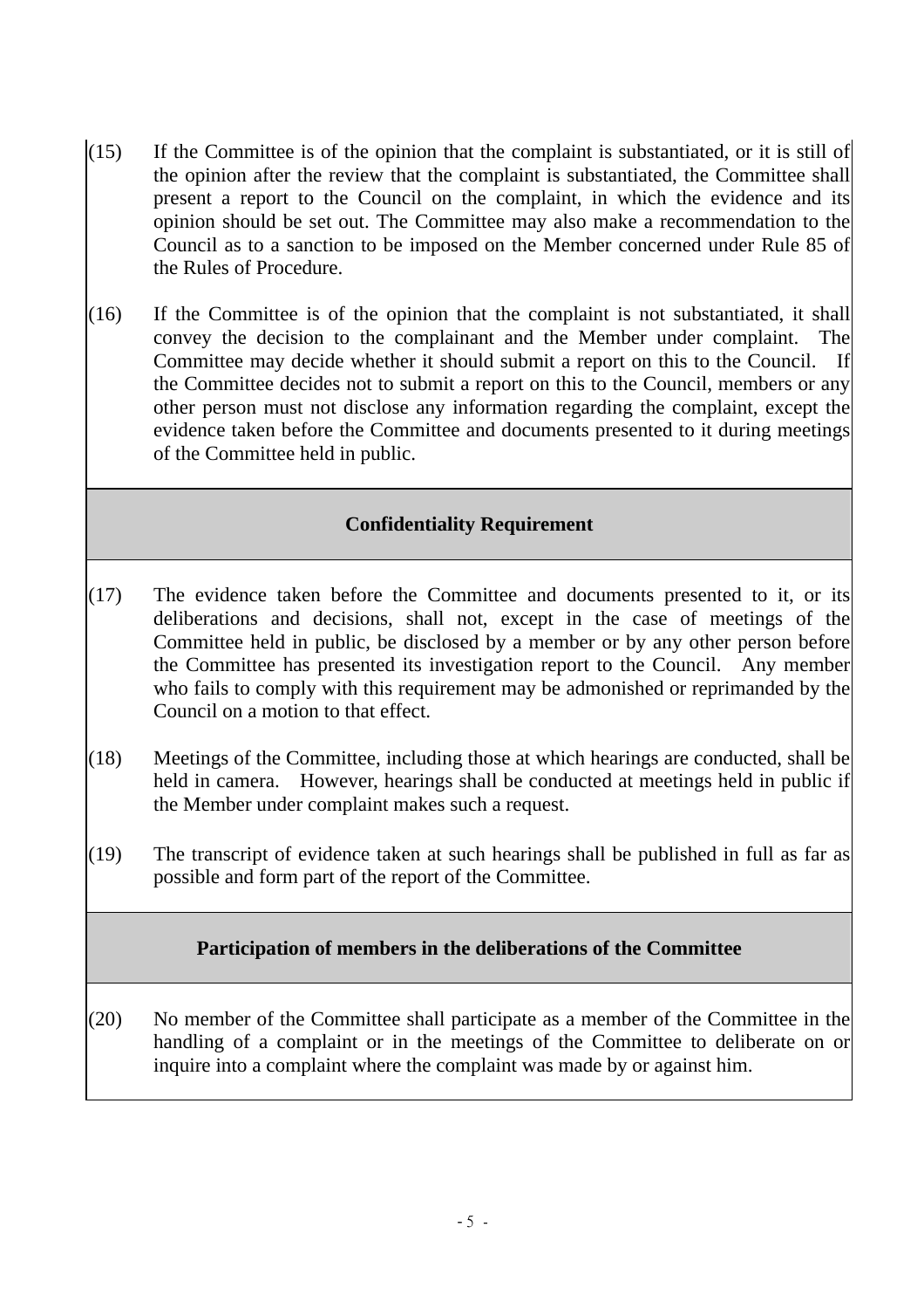(15) If the Committee is of the opinion that the complaint is substantiated, or it is still of the opinion after the review that the complaint is substantiated, the Committee shall present a report to the Council on the complaint, in which the evidence and its opinion should be set out. The Committee may also make a recommendation to the Council as to a sanction to be imposed on the Member concerned under Rule 85 of the Rules of Procedure.

(16) If the Committee is of the opinion that the complaint is not substantiated, it shall convey the decision to the complainant and the Member under complaint. The Committee may decide whether it should submit a report on this to the Council. If the Committee decides not to submit a report on this to the Council, members or any other person must not disclose any information regarding the complaint, except the evidence taken before the Committee and documents presented to it during meetings of the Committee held in public.

## Confidentiality Requirement

(17) The evidence taken before the Committee and documents presented to it, or its deliberations and decisions, shall not, except in the case of meetings of the Committee held in public, be disclosed by a member or by any other person before the Committee has presented its investigation report to the Council. Any member who fails to comply with this requirement may be admonished or reprimanded by the Council on a motion to that effect.

(18) Meetings of the Committee, including those at which hearings are conducted, shall be held in camera. However, hearings shall be conducted at meetings held in public if the Member under complaint makes such a request.

(19) The transcript of evidence taken at such hearings shall be published in full as far as possible and form part of the report of the Committee.

## Participation of members in the deliberations of the Committee

(20) No member of the Committee shall participate as a member of the Committee in the handling of a complaint or in the meetings of the Committee to deliberate on or inquire into a complaint where the complaint was made by or against him.